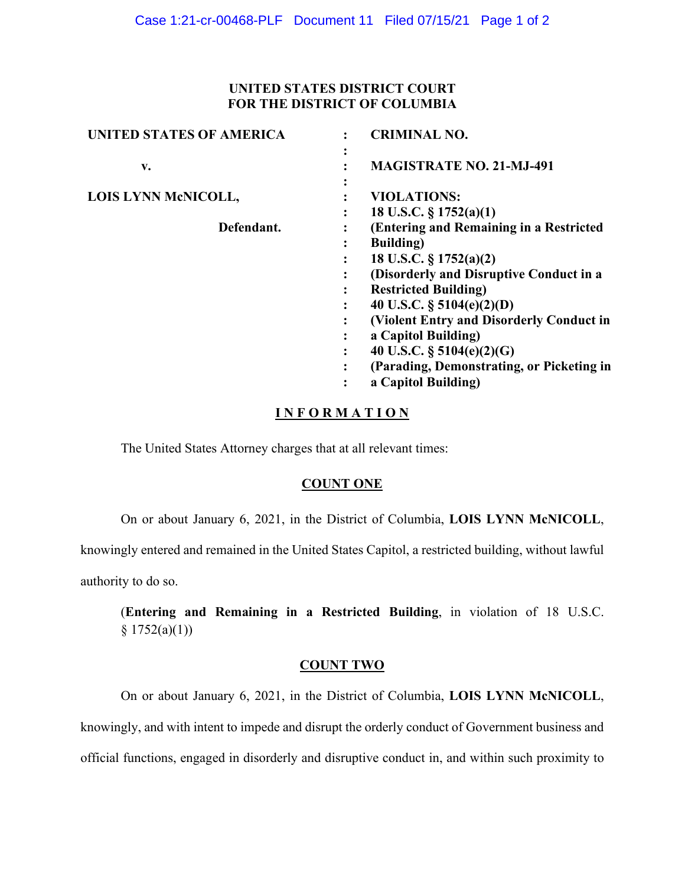**UNITED STATES DISTRICT COURT**
**FOR THE DISTRICT OF COLUMBIA**

| | | |
|---|---|---|
| **UNITED STATES OF AMERICA** | : | **CRIMINAL NO.** |
| | : | |
| **v.** | : | **MAGISTRATE NO. 21-MJ-491** |
| | : | |
| **LOIS LYNN McNICOLL,** | : | **VIOLATIONS:** |
| | : | **18 U.S.C. § 1752(a)(1)** |
| **Defendant.** | : | **(Entering and Remaining in a Restricted Building)** |
| | : | **18 U.S.C. § 1752(a)(2)** |
| | : | **(Disorderly and Disruptive Conduct in a Restricted Building)** |
| | : | **40 U.S.C. § 5104(e)(2)(D)** |
| | : | **(Violent Entry and Disorderly Conduct in a Capitol Building)** |
| | : | **40 U.S.C. § 5104(e)(2)(G)** |
| | : | **(Parading, Demonstrating, or Picketing in a Capitol Building)** |

## INFORMATION

The United States Attorney charges that at all relevant times:

### COUNT ONE

On or about January 6, 2021, in the District of Columbia, **LOIS LYNN McNICOLL**, knowingly entered and remained in the United States Capitol, a restricted building, without lawful authority to do so.

(**Entering and Remaining in a Restricted Building**, in violation of 18 U.S.C. § 1752(a)(1))

### COUNT TWO

On or about January 6, 2021, in the District of Columbia, **LOIS LYNN McNICOLL**, knowingly, and with intent to impede and disrupt the orderly conduct of Government business and official functions, engaged in disorderly and disruptive conduct in, and within such proximity to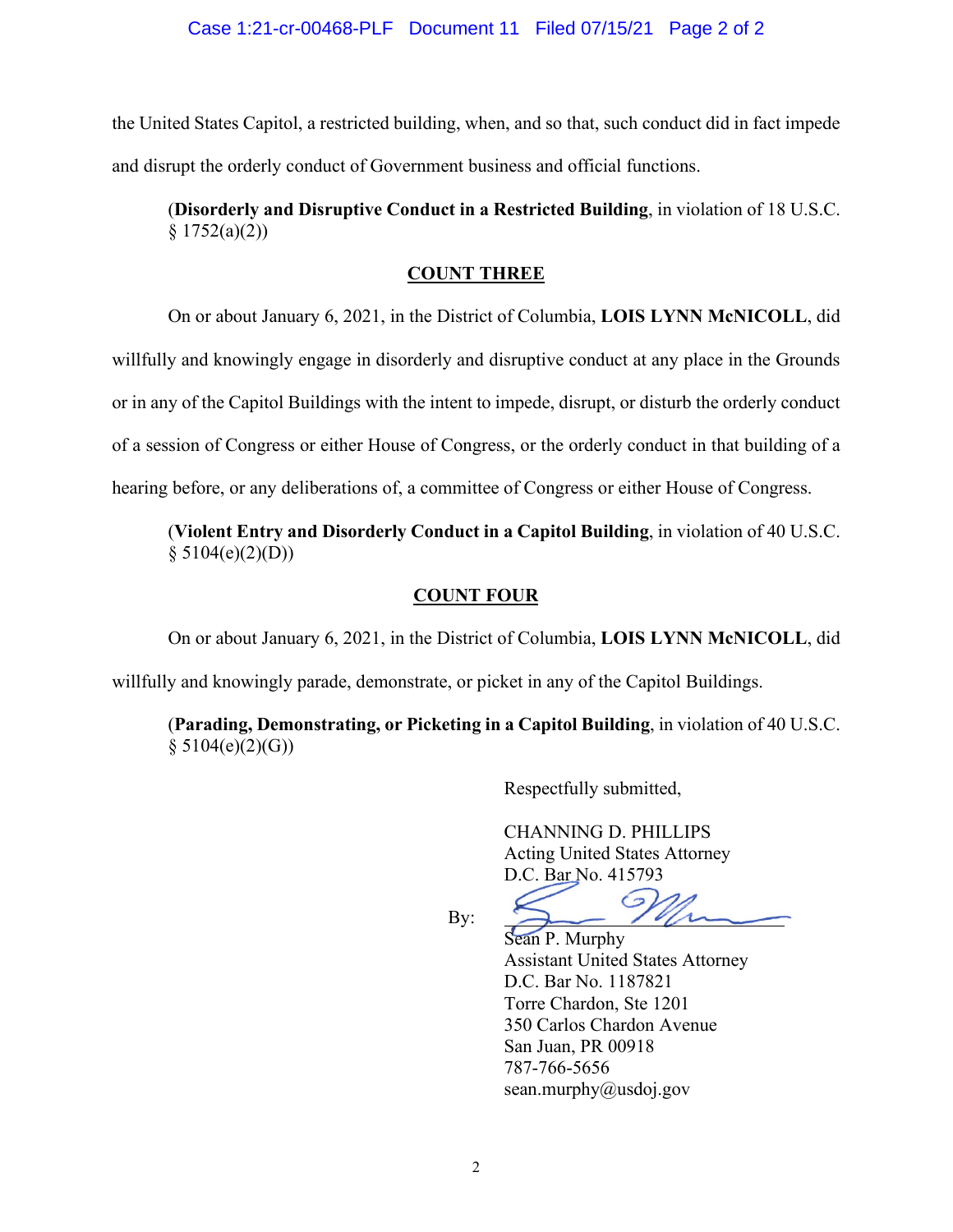the United States Capitol, a restricted building, when, and so that, such conduct did in fact impede and disrupt the orderly conduct of Government business and official functions.

(**Disorderly and Disruptive Conduct in a Restricted Building**, in violation of 18 U.S.C. § 1752(a)(2))

## COUNT THREE

On or about January 6, 2021, in the District of Columbia, **LOIS LYNN McNICOLL**, did willfully and knowingly engage in disorderly and disruptive conduct at any place in the Grounds or in any of the Capitol Buildings with the intent to impede, disrupt, or disturb the orderly conduct of a session of Congress or either House of Congress, or the orderly conduct in that building of a hearing before, or any deliberations of, a committee of Congress or either House of Congress.

(**Violent Entry and Disorderly Conduct in a Capitol Building**, in violation of 40 U.S.C. § 5104(e)(2)(D))

## COUNT FOUR

On or about January 6, 2021, in the District of Columbia, **LOIS LYNN McNICOLL**, did willfully and knowingly parade, demonstrate, or picket in any of the Capitol Buildings.

(**Parading, Demonstrating, or Picketing in a Capitol Building**, in violation of 40 U.S.C. § 5104(e)(2)(G))

Respectfully submitted,

CHANNING D. PHILLIPS
Acting United States Attorney
D.C. Bar No. 415793

By: ______________________
Sean P. Murphy
Assistant United States Attorney
D.C. Bar No. 1187821
Torre Chardon, Ste 1201
350 Carlos Chardon Avenue
San Juan, PR 00918
787-766-5656
sean.murphy@usdoj.gov